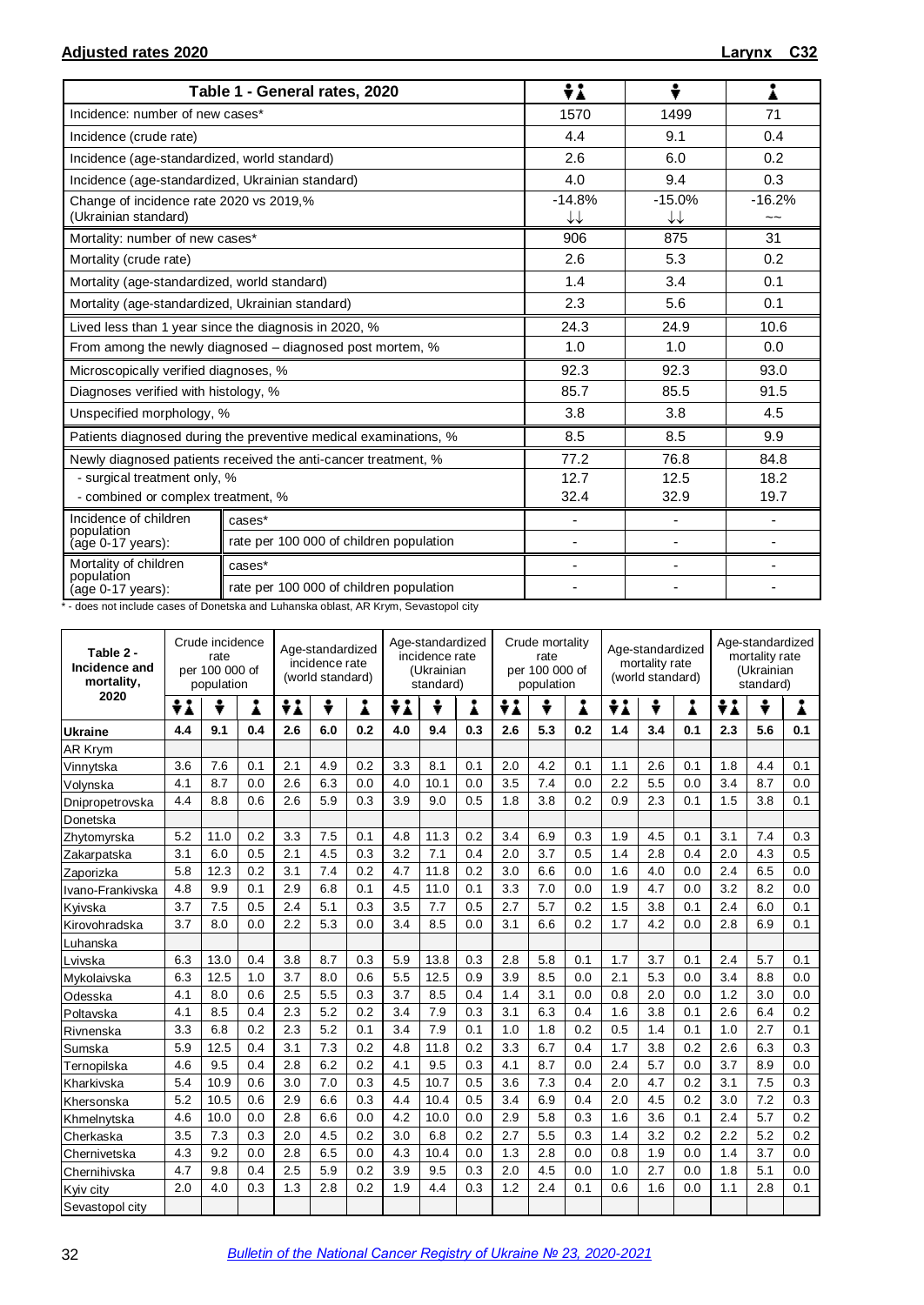**Adjusted rates 2020** **Larynx C32**

| Table 1 - General rates, 2020 | | Both sexes | Male | Female |
|---|---|---|---|---|
| Incidence: number of new cases* | | 1570 | 1499 | 71 |
| Incidence (crude rate) | | 4.4 | 9.1 | 0.4 |
| Incidence (age-standardized, world standard) | | 2.6 | 6.0 | 0.2 |
| Incidence (age-standardized, Ukrainian standard) | | 4.0 | 9.4 | 0.3 |
| Change of incidence rate 2020 vs 2019,% (Ukrainian standard) | | -14.8% ↓↓ | -15.0% ↓↓ | -16.2% ~~ |
| Mortality: number of new cases* | | 906 | 875 | 31 |
| Mortality (crude rate) | | 2.6 | 5.3 | 0.2 |
| Mortality (age-standardized, world standard) | | 1.4 | 3.4 | 0.1 |
| Mortality (age-standardized, Ukrainian standard) | | 2.3 | 5.6 | 0.1 |
| Lived less than 1 year since the diagnosis in 2020, % | | 24.3 | 24.9 | 10.6 |
| From among the newly diagnosed – diagnosed post mortem, % | | 1.0 | 1.0 | 0.0 |
| Microscopically verified diagnoses, % | | 92.3 | 92.3 | 93.0 |
| Diagnoses verified with histology, % | | 85.7 | 85.5 | 91.5 |
| Unspecified morphology, % | | 3.8 | 3.8 | 4.5 |
| Patients diagnosed during the preventive medical examinations, % | | 8.5 | 8.5 | 9.9 |
| Newly diagnosed patients received the anti-cancer treatment, % | | 77.2 | 76.8 | 84.8 |
| - surgical treatment only, % | | 12.7 | 12.5 | 18.2 |
| - combined or complex treatment, % | | 32.4 | 32.9 | 19.7 |
| Incidence of children population (age 0-17 years): | cases* | - | - | - |
| | rate per 100 000 of children population | - | - | - |
| Mortality of children population (age 0-17 years): | cases* | - | - | - |
| | rate per 100 000 of children population | - | - | - |

\* - does not include cases of Donetska and Luhanska oblast, AR Krym, Sevastopol city

| Table 2 - Incidence and mortality, 2020 | Crude incidence rate per 100 000 of population | | | Age-standardized incidence rate (world standard) | | | Age-standardized incidence rate (Ukrainian standard) | | | Crude mortality rate per 100 000 of population | | | Age-standardized mortality rate (world standard) | | | Age-standardized mortality rate (Ukrainian standard) | | |
|---|---|---|---|---|---|---|---|---|---|---|---|---|---|---|---|---|---|---|
| | Both | Male | Female | Both | Male | Female | Both | Male | Female | Both | Male | Female | Both | Male | Female | Both | Male | Female |
| **Ukraine** | **4.4** | **9.1** | **0.4** | **2.6** | **6.0** | **0.2** | **4.0** | **9.4** | **0.3** | **2.6** | **5.3** | **0.2** | **1.4** | **3.4** | **0.1** | **2.3** | **5.6** | **0.1** |
| AR Krym | | | | | | | | | | | | | | | | | | |
| Vinnytska | 3.6 | 7.6 | 0.1 | 2.1 | 4.9 | 0.2 | 3.3 | 8.1 | 0.1 | 2.0 | 4.2 | 0.1 | 1.1 | 2.6 | 0.1 | 1.8 | 4.4 | 0.1 |
| Volynska | 4.1 | 8.7 | 0.0 | 2.6 | 6.3 | 0.0 | 4.0 | 10.1 | 0.0 | 3.5 | 7.4 | 0.0 | 2.2 | 5.5 | 0.0 | 3.4 | 8.7 | 0.0 |
| Dnipropetrovska | 4.4 | 8.8 | 0.6 | 2.6 | 5.9 | 0.3 | 3.9 | 9.0 | 0.5 | 1.8 | 3.8 | 0.2 | 0.9 | 2.3 | 0.1 | 1.5 | 3.8 | 0.1 |
| Donetska | | | | | | | | | | | | | | | | | | |
| Zhytomyrska | 5.2 | 11.0 | 0.2 | 3.3 | 7.5 | 0.1 | 4.8 | 11.3 | 0.2 | 3.4 | 6.9 | 0.3 | 1.9 | 4.5 | 0.1 | 3.1 | 7.4 | 0.3 |
| Zakarpatska | 3.1 | 6.0 | 0.5 | 2.1 | 4.5 | 0.3 | 3.2 | 7.1 | 0.4 | 2.0 | 3.7 | 0.5 | 1.4 | 2.8 | 0.4 | 2.0 | 4.3 | 0.5 |
| Zaporizka | 5.8 | 12.3 | 0.2 | 3.1 | 7.4 | 0.2 | 4.7 | 11.8 | 0.2 | 3.0 | 6.6 | 0.0 | 1.6 | 4.0 | 0.0 | 2.4 | 6.5 | 0.0 |
| Ivano-Frankivska | 4.8 | 9.9 | 0.1 | 2.9 | 6.8 | 0.1 | 4.5 | 11.0 | 0.1 | 3.3 | 7.0 | 0.0 | 1.9 | 4.7 | 0.0 | 3.2 | 8.2 | 0.0 |
| Kyivska | 3.7 | 7.5 | 0.5 | 2.4 | 5.1 | 0.3 | 3.5 | 7.7 | 0.5 | 2.7 | 5.7 | 0.2 | 1.5 | 3.8 | 0.1 | 2.4 | 6.0 | 0.1 |
| Kirovohradska | 3.7 | 8.0 | 0.0 | 2.2 | 5.3 | 0.0 | 3.4 | 8.5 | 0.0 | 3.1 | 6.6 | 0.2 | 1.7 | 4.2 | 0.0 | 2.8 | 6.9 | 0.1 |
| Luhanska | | | | | | | | | | | | | | | | | | |
| Lvivska | 6.3 | 13.0 | 0.4 | 3.8 | 8.7 | 0.3 | 5.9 | 13.8 | 0.3 | 2.8 | 5.8 | 0.1 | 1.7 | 3.7 | 0.1 | 2.4 | 5.7 | 0.1 |
| Mykolaivska | 6.3 | 12.5 | 1.0 | 3.7 | 8.0 | 0.6 | 5.5 | 12.5 | 0.9 | 3.9 | 8.5 | 0.0 | 2.1 | 5.3 | 0.0 | 3.4 | 8.8 | 0.0 |
| Odesska | 4.1 | 8.0 | 0.6 | 2.5 | 5.5 | 0.3 | 3.7 | 8.5 | 0.4 | 1.4 | 3.1 | 0.0 | 0.8 | 2.0 | 0.0 | 1.2 | 3.0 | 0.0 |
| Poltavska | 4.1 | 8.5 | 0.4 | 2.3 | 5.2 | 0.2 | 3.4 | 7.9 | 0.3 | 3.1 | 6.3 | 0.4 | 1.6 | 3.8 | 0.1 | 2.6 | 6.4 | 0.2 |
| Rivnenska | 3.3 | 6.8 | 0.2 | 2.3 | 5.2 | 0.1 | 3.4 | 7.9 | 0.1 | 1.0 | 1.8 | 0.2 | 0.5 | 1.4 | 0.1 | 1.0 | 2.7 | 0.1 |
| Sumska | 5.9 | 12.5 | 0.4 | 3.1 | 7.3 | 0.2 | 4.8 | 11.8 | 0.2 | 3.3 | 6.7 | 0.4 | 1.7 | 3.8 | 0.2 | 2.6 | 6.3 | 0.3 |
| Ternopilska | 4.6 | 9.5 | 0.4 | 2.8 | 6.2 | 0.2 | 4.1 | 9.5 | 0.3 | 4.1 | 8.7 | 0.0 | 2.4 | 5.7 | 0.0 | 3.7 | 8.9 | 0.0 |
| Kharkivska | 5.4 | 10.9 | 0.6 | 3.0 | 7.0 | 0.3 | 4.5 | 10.7 | 0.5 | 3.6 | 7.3 | 0.4 | 2.0 | 4.7 | 0.2 | 3.1 | 7.5 | 0.3 |
| Khersonska | 5.2 | 10.5 | 0.6 | 2.9 | 6.6 | 0.3 | 4.4 | 10.4 | 0.5 | 3.4 | 6.9 | 0.4 | 2.0 | 4.5 | 0.2 | 3.0 | 7.2 | 0.3 |
| Khmelnytska | 4.6 | 10.0 | 0.0 | 2.8 | 6.6 | 0.0 | 4.2 | 10.0 | 0.0 | 2.9 | 5.8 | 0.3 | 1.6 | 3.6 | 0.1 | 2.4 | 5.7 | 0.2 |
| Cherkaska | 3.5 | 7.3 | 0.3 | 2.0 | 4.5 | 0.2 | 3.0 | 6.8 | 0.2 | 2.7 | 5.5 | 0.3 | 1.4 | 3.2 | 0.2 | 2.2 | 5.2 | 0.2 |
| Chernivetska | 4.3 | 9.2 | 0.0 | 2.8 | 6.5 | 0.0 | 4.3 | 10.4 | 0.0 | 1.3 | 2.8 | 0.0 | 0.8 | 1.9 | 0.0 | 1.4 | 3.7 | 0.0 |
| Chernihivska | 4.7 | 9.8 | 0.4 | 2.5 | 5.9 | 0.2 | 3.9 | 9.5 | 0.3 | 2.0 | 4.5 | 0.0 | 1.0 | 2.7 | 0.0 | 1.8 | 5.1 | 0.0 |
| Kyiv city | 2.0 | 4.0 | 0.3 | 1.3 | 2.8 | 0.2 | 1.9 | 4.4 | 0.3 | 1.2 | 2.4 | 0.1 | 0.6 | 1.6 | 0.0 | 1.1 | 2.8 | 0.1 |
| Sevastopol city | | | | | | | | | | | | | | | | | | |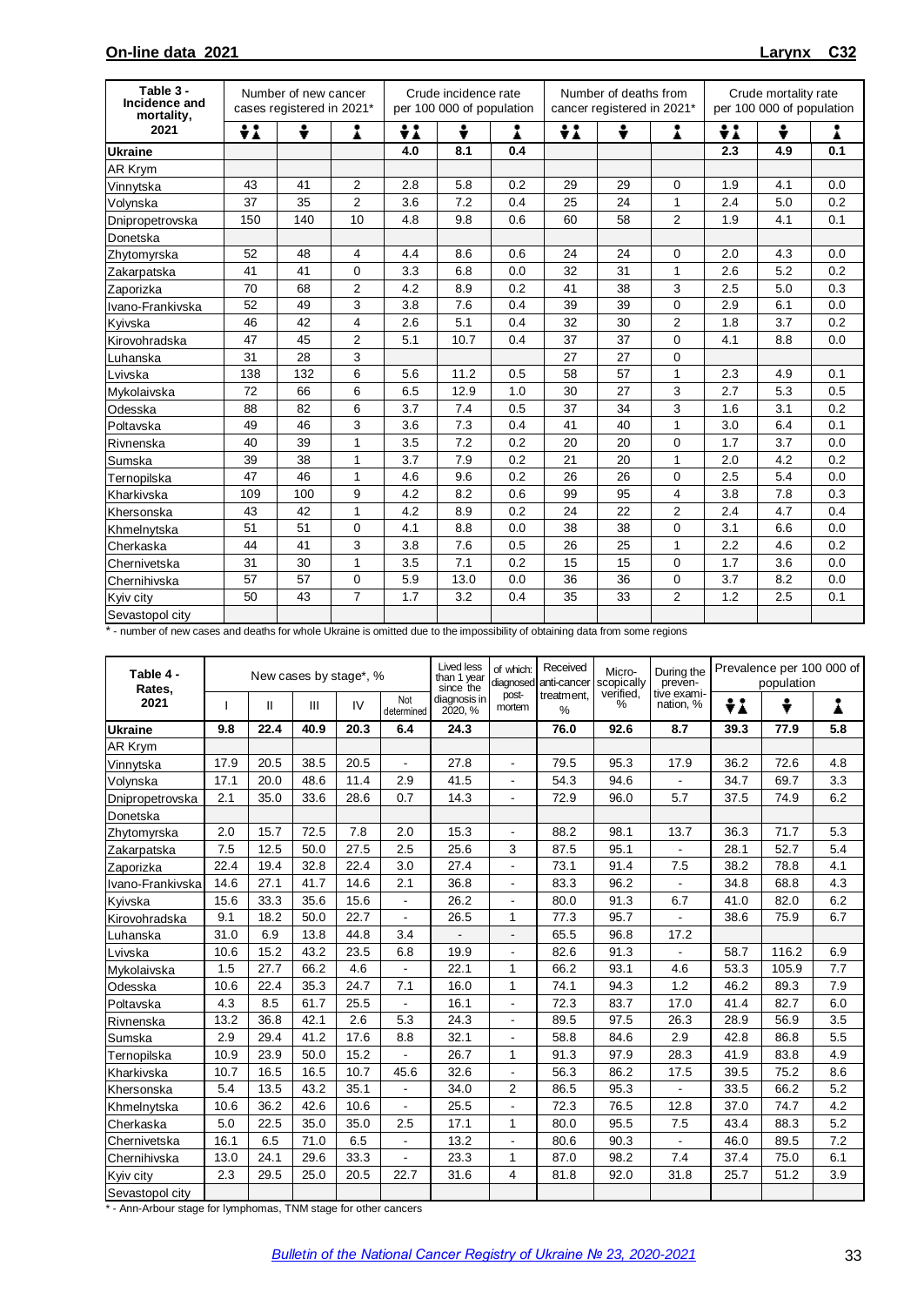## On-line data 2021 — Larynx C32

| Table 3 - Incidence and mortality, 2021 | Number of new cancer cases registered in 2021* | | | Crude incidence rate per 100 000 of population | | | Number of deaths from cancer registered in 2021* | | | Crude mortality rate per 100 000 of population | | |
|---|---|---|---|---|---|---|---|---|---|---|---|---|
| | Both sexes | Male | Female | Both sexes | Male | Female | Both sexes | Male | Female | Both sexes | Male | Female |
| **Ukraine** | | | | **4.0** | **8.1** | **0.4** | | | | **2.3** | **4.9** | **0.1** |
| AR Krym | | | | | | | | | | | | |
| Vinnytska | 43 | 41 | 2 | 2.8 | 5.8 | 0.2 | 29 | 29 | 0 | 1.9 | 4.1 | 0.0 |
| Volynska | 37 | 35 | 2 | 3.6 | 7.2 | 0.4 | 25 | 24 | 1 | 2.4 | 5.0 | 0.2 |
| Dnipropetrovska | 150 | 140 | 10 | 4.8 | 9.8 | 0.6 | 60 | 58 | 2 | 1.9 | 4.1 | 0.1 |
| Donetska | | | | | | | | | | | | |
| Zhytomyrska | 52 | 48 | 4 | 4.4 | 8.6 | 0.6 | 24 | 24 | 0 | 2.0 | 4.3 | 0.0 |
| Zakarpatska | 41 | 41 | 0 | 3.3 | 6.8 | 0.0 | 32 | 31 | 1 | 2.6 | 5.2 | 0.2 |
| Zaporizka | 70 | 68 | 2 | 4.2 | 8.9 | 0.2 | 41 | 38 | 3 | 2.5 | 5.0 | 0.3 |
| Ivano-Frankivska | 52 | 49 | 3 | 3.8 | 7.6 | 0.4 | 39 | 39 | 0 | 2.9 | 6.1 | 0.0 |
| Kyivska | 46 | 42 | 4 | 2.6 | 5.1 | 0.4 | 32 | 30 | 2 | 1.8 | 3.7 | 0.2 |
| Kirovohradska | 47 | 45 | 2 | 5.1 | 10.7 | 0.4 | 37 | 37 | 0 | 4.1 | 8.8 | 0.0 |
| Luhanska | 31 | 28 | 3 | | | | 27 | 27 | 0 | | | |
| Lvivska | 138 | 132 | 6 | 5.6 | 11.2 | 0.5 | 58 | 57 | 1 | 2.3 | 4.9 | 0.1 |
| Mykolaivska | 72 | 66 | 6 | 6.5 | 12.9 | 1.0 | 30 | 27 | 3 | 2.7 | 5.3 | 0.5 |
| Odesska | 88 | 82 | 6 | 3.7 | 7.4 | 0.5 | 37 | 34 | 3 | 1.6 | 3.1 | 0.2 |
| Poltavska | 49 | 46 | 3 | 3.6 | 7.3 | 0.4 | 41 | 40 | 1 | 3.0 | 6.4 | 0.1 |
| Rivnenska | 40 | 39 | 1 | 3.5 | 7.2 | 0.2 | 20 | 20 | 0 | 1.7 | 3.7 | 0.0 |
| Sumska | 39 | 38 | 1 | 3.7 | 7.9 | 0.2 | 21 | 20 | 1 | 2.0 | 4.2 | 0.2 |
| Ternopilska | 47 | 46 | 1 | 4.6 | 9.6 | 0.2 | 26 | 26 | 0 | 2.5 | 5.4 | 0.0 |
| Kharkivska | 109 | 100 | 9 | 4.2 | 8.2 | 0.6 | 99 | 95 | 4 | 3.8 | 7.8 | 0.3 |
| Khersonska | 43 | 42 | 1 | 4.2 | 8.9 | 0.2 | 24 | 22 | 2 | 2.4 | 4.7 | 0.4 |
| Khmelnytska | 51 | 51 | 0 | 4.1 | 8.8 | 0.0 | 38 | 38 | 0 | 3.1 | 6.6 | 0.0 |
| Cherkaska | 44 | 41 | 3 | 3.8 | 7.6 | 0.5 | 26 | 25 | 1 | 2.2 | 4.6 | 0.2 |
| Chernivetska | 31 | 30 | 1 | 3.5 | 7.1 | 0.2 | 15 | 15 | 0 | 1.7 | 3.6 | 0.0 |
| Chernihivska | 57 | 57 | 0 | 5.9 | 13.0 | 0.0 | 36 | 36 | 0 | 3.7 | 8.2 | 0.0 |
| Kyiv city | 50 | 43 | 7 | 1.7 | 3.2 | 0.4 | 35 | 33 | 2 | 1.2 | 2.5 | 0.1 |
| Sevastopol city | | | | | | | | | | | | |

* - number of new cases and deaths for whole Ukraine is omitted due to the impossibility of obtaining data from some regions

| Table 4 - Rates, 2021 | New cases by stage*, % | | | | | Lived less than 1 year since the diagnosis in 2020, % | of which: diagnosed post-mortem | Received anti-cancer treatment, % | Micro-scopically verified, % | During the preventive examination, % | Prevalence per 100 000 of population | | |
|---|---|---|---|---|---|---|---|---|---|---|---|---|---|
| | I | II | III | IV | Not determined | | | | | | Both sexes | Male | Female |
| **Ukraine** | **9.8** | **22.4** | **40.9** | **20.3** | **6.4** | **24.3** | | **76.0** | **92.6** | **8.7** | **39.3** | **77.9** | **5.8** |
| AR Krym | | | | | | | | | | | | | |
| Vinnytska | 17.9 | 20.5 | 38.5 | 20.5 | - | 27.8 | - | 79.5 | 95.3 | 17.9 | 36.2 | 72.6 | 4.8 |
| Volynska | 17.1 | 20.0 | 48.6 | 11.4 | 2.9 | 41.5 | - | 54.3 | 94.6 | - | 34.7 | 69.7 | 3.3 |
| Dnipropetrovska | 2.1 | 35.0 | 33.6 | 28.6 | 0.7 | 14.3 | - | 72.9 | 96.0 | 5.7 | 37.5 | 74.9 | 6.2 |
| Donetska | | | | | | | | | | | | | |
| Zhytomyrska | 2.0 | 15.7 | 72.5 | 7.8 | 2.0 | 15.3 | - | 88.2 | 98.1 | 13.7 | 36.3 | 71.7 | 5.3 |
| Zakarpatska | 7.5 | 12.5 | 50.0 | 27.5 | 2.5 | 25.6 | 3 | 87.5 | 95.1 | - | 28.1 | 52.7 | 5.4 |
| Zaporizka | 22.4 | 19.4 | 32.8 | 22.4 | 3.0 | 27.4 | - | 73.1 | 91.4 | 7.5 | 38.2 | 78.8 | 4.1 |
| Ivano-Frankivska | 14.6 | 27.1 | 41.7 | 14.6 | 2.1 | 36.8 | - | 83.3 | 96.2 | - | 34.8 | 68.8 | 4.3 |
| Kyivska | 15.6 | 33.3 | 35.6 | 15.6 | - | 26.2 | - | 80.0 | 91.3 | 6.7 | 41.0 | 82.0 | 6.2 |
| Kirovohradska | 9.1 | 18.2 | 50.0 | 22.7 | - | 26.5 | 1 | 77.3 | 95.7 | - | 38.6 | 75.9 | 6.7 |
| Luhanska | 31.0 | 6.9 | 13.8 | 44.8 | 3.4 | - | - | 65.5 | 96.8 | 17.2 | | | |
| Lvivska | 10.6 | 15.2 | 43.2 | 23.5 | 6.8 | 19.9 | - | 82.6 | 91.3 | - | 58.7 | 116.2 | 6.9 |
| Mykolaivska | 1.5 | 27.7 | 66.2 | 4.6 | - | 22.1 | 1 | 66.2 | 93.1 | 4.6 | 53.3 | 105.9 | 7.7 |
| Odesska | 10.6 | 22.4 | 35.3 | 24.7 | 7.1 | 16.0 | 1 | 74.1 | 94.3 | 1.2 | 46.2 | 89.3 | 7.9 |
| Poltavska | 4.3 | 8.5 | 61.7 | 25.5 | - | 16.1 | - | 72.3 | 83.7 | 17.0 | 41.4 | 82.7 | 6.0 |
| Rivnenska | 13.2 | 36.8 | 42.1 | 2.6 | 5.3 | 24.3 | - | 89.5 | 97.5 | 26.3 | 28.9 | 56.9 | 3.5 |
| Sumska | 2.9 | 29.4 | 41.2 | 17.6 | 8.8 | 32.1 | - | 58.8 | 84.6 | 2.9 | 42.8 | 86.8 | 5.5 |
| Ternopilska | 10.9 | 23.9 | 50.0 | 15.2 | - | 26.7 | 1 | 91.3 | 97.9 | 28.3 | 41.9 | 83.8 | 4.9 |
| Kharkivska | 10.7 | 16.5 | 16.5 | 10.7 | 45.6 | 32.6 | - | 56.3 | 86.2 | 17.5 | 39.5 | 75.2 | 8.6 |
| Khersonska | 5.4 | 13.5 | 43.2 | 35.1 | - | 34.0 | 2 | 86.5 | 95.3 | - | 33.5 | 66.2 | 5.2 |
| Khmelnytska | 10.6 | 36.2 | 42.6 | 10.6 | - | 25.5 | - | 72.3 | 76.5 | 12.8 | 37.0 | 74.7 | 4.2 |
| Cherkaska | 5.0 | 22.5 | 35.0 | 35.0 | 2.5 | 17.1 | 1 | 80.0 | 95.5 | 7.5 | 43.4 | 88.3 | 5.2 |
| Chernivetska | 16.1 | 6.5 | 71.0 | 6.5 | - | 13.2 | - | 80.6 | 90.3 | - | 46.0 | 89.5 | 7.2 |
| Chernihivska | 13.0 | 24.1 | 29.6 | 33.3 | - | 23.3 | 1 | 87.0 | 98.2 | 7.4 | 37.4 | 75.0 | 6.1 |
| Kyiv city | 2.3 | 29.5 | 25.0 | 20.5 | 22.7 | 31.6 | 4 | 81.8 | 92.0 | 31.8 | 25.7 | 51.2 | 3.9 |
| Sevastopol city | | | | | | | | | | | | | |

* - Ann-Arbour stage for lymphomas, TNM stage for other cancers

*Bulletin of the National Cancer Registry of Ukraine № 23, 2020-2021*